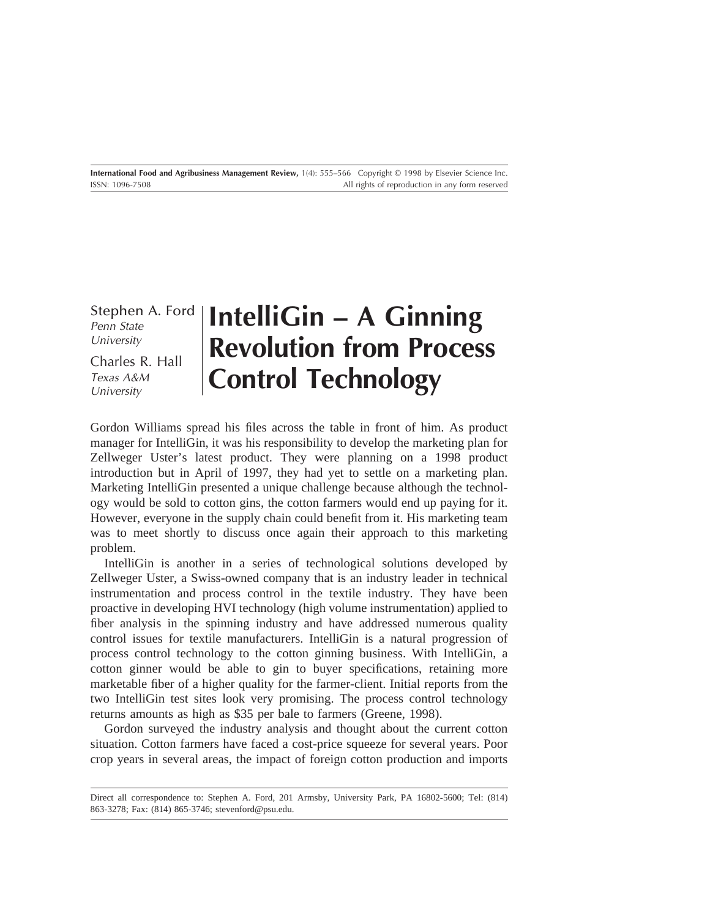Stephen A. Ford
*Penn State University*

Charles R. Hall
*Texas A&M University*

# IntelliGin – A Ginning Revolution from Process Control Technology

Gordon Williams spread his files across the table in front of him. As product manager for IntelliGin, it was his responsibility to develop the marketing plan for Zellweger Uster's latest product. They were planning on a 1998 product introduction but in April of 1997, they had yet to settle on a marketing plan. Marketing IntelliGin presented a unique challenge because although the technology would be sold to cotton gins, the cotton farmers would end up paying for it. However, everyone in the supply chain could benefit from it. His marketing team was to meet shortly to discuss once again their approach to this marketing problem.

IntelliGin is another in a series of technological solutions developed by Zellweger Uster, a Swiss-owned company that is an industry leader in technical instrumentation and process control in the textile industry. They have been proactive in developing HVI technology (high volume instrumentation) applied to fiber analysis in the spinning industry and have addressed numerous quality control issues for textile manufacturers. IntelliGin is a natural progression of process control technology to the cotton ginning business. With IntelliGin, a cotton ginner would be able to gin to buyer specifications, retaining more marketable fiber of a higher quality for the farmer-client. Initial reports from the two IntelliGin test sites look very promising. The process control technology returns amounts as high as $35 per bale to farmers (Greene, 1998).

Gordon surveyed the industry analysis and thought about the current cotton situation. Cotton farmers have faced a cost-price squeeze for several years. Poor crop years in several areas, the impact of foreign cotton production and imports

Direct all correspondence to: Stephen A. Ford, 201 Armsby, University Park, PA 16802-5600; Tel: (814) 863-3278; Fax: (814) 865-3746; stevenford@psu.edu.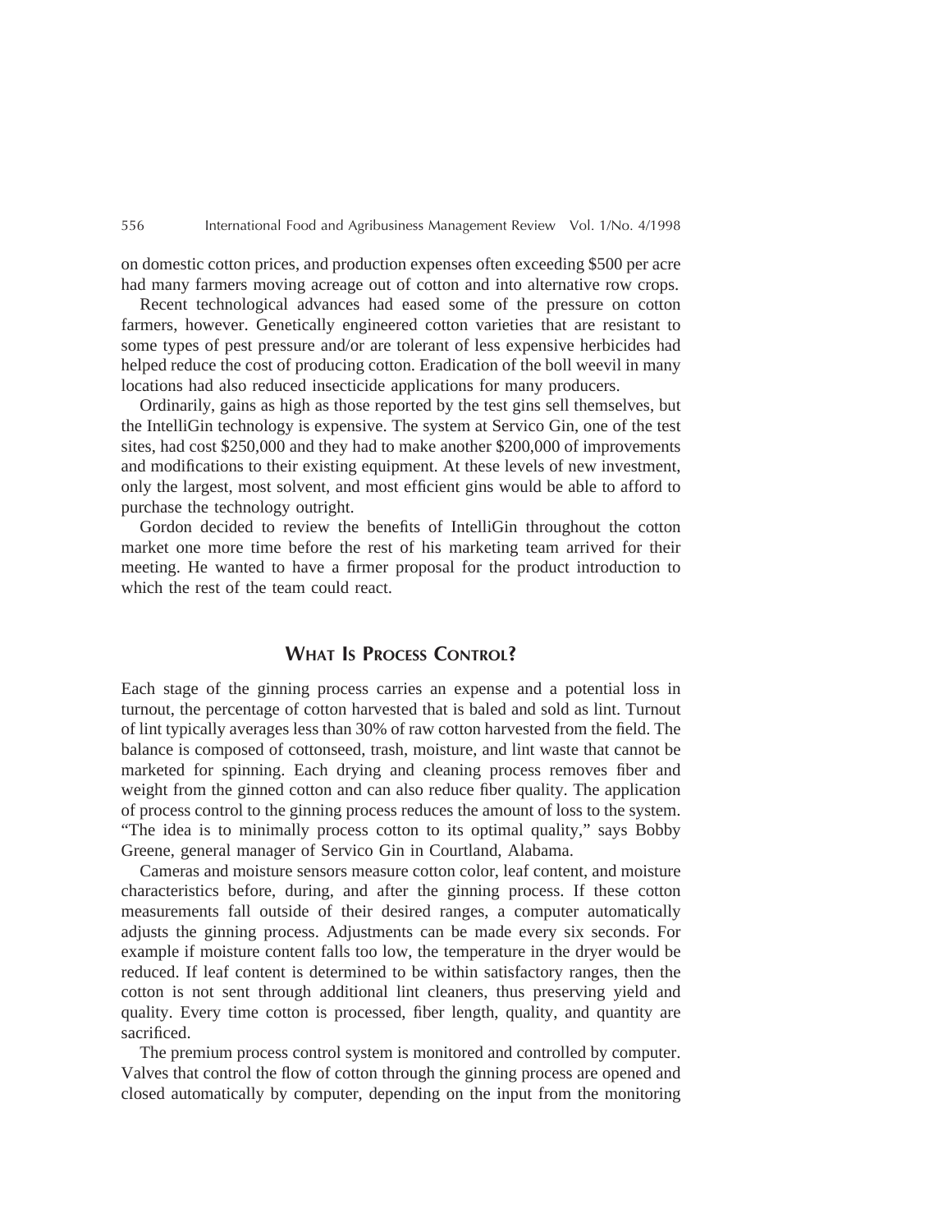on domestic cotton prices, and production expenses often exceeding $500 per acre had many farmers moving acreage out of cotton and into alternative row crops.

Recent technological advances had eased some of the pressure on cotton farmers, however. Genetically engineered cotton varieties that are resistant to some types of pest pressure and/or are tolerant of less expensive herbicides had helped reduce the cost of producing cotton. Eradication of the boll weevil in many locations had also reduced insecticide applications for many producers.

Ordinarily, gains as high as those reported by the test gins sell themselves, but the IntelliGin technology is expensive. The system at Servico Gin, one of the test sites, had cost $250,000 and they had to make another $200,000 of improvements and modifications to their existing equipment. At these levels of new investment, only the largest, most solvent, and most efficient gins would be able to afford to purchase the technology outright.

Gordon decided to review the benefits of IntelliGin throughout the cotton market one more time before the rest of his marketing team arrived for their meeting. He wanted to have a firmer proposal for the product introduction to which the rest of the team could react.

## What Is Process Control?

Each stage of the ginning process carries an expense and a potential loss in turnout, the percentage of cotton harvested that is baled and sold as lint. Turnout of lint typically averages less than 30% of raw cotton harvested from the field. The balance is composed of cottonseed, trash, moisture, and lint waste that cannot be marketed for spinning. Each drying and cleaning process removes fiber and weight from the ginned cotton and can also reduce fiber quality. The application of process control to the ginning process reduces the amount of loss to the system. "The idea is to minimally process cotton to its optimal quality," says Bobby Greene, general manager of Servico Gin in Courtland, Alabama.

Cameras and moisture sensors measure cotton color, leaf content, and moisture characteristics before, during, and after the ginning process. If these cotton measurements fall outside of their desired ranges, a computer automatically adjusts the ginning process. Adjustments can be made every six seconds. For example if moisture content falls too low, the temperature in the dryer would be reduced. If leaf content is determined to be within satisfactory ranges, then the cotton is not sent through additional lint cleaners, thus preserving yield and quality. Every time cotton is processed, fiber length, quality, and quantity are sacrificed.

The premium process control system is monitored and controlled by computer. Valves that control the flow of cotton through the ginning process are opened and closed automatically by computer, depending on the input from the monitoring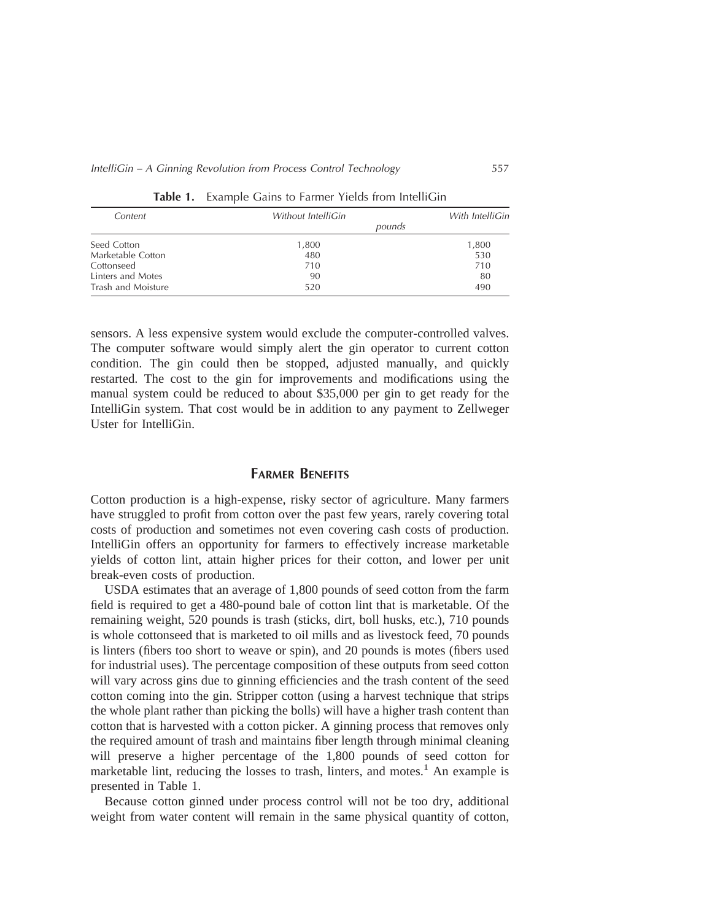**Table 1.** Example Gains to Farmer Yields from IntelliGin

| Content | Without IntelliGin | With IntelliGin |
|---|---|---|
| | *pounds* | |
| Seed Cotton | 1,800 | 1,800 |
| Marketable Cotton | 480 | 530 |
| Cottonseed | 710 | 710 |
| Linters and Motes | 90 | 80 |
| Trash and Moisture | 520 | 490 |

sensors. A less expensive system would exclude the computer-controlled valves. The computer software would simply alert the gin operator to current cotton condition. The gin could then be stopped, adjusted manually, and quickly restarted. The cost to the gin for improvements and modifications using the manual system could be reduced to about $35,000 per gin to get ready for the IntelliGin system. That cost would be in addition to any payment to Zellweger Uster for IntelliGin.

## Farmer Benefits

Cotton production is a high-expense, risky sector of agriculture. Many farmers have struggled to profit from cotton over the past few years, rarely covering total costs of production and sometimes not even covering cash costs of production. IntelliGin offers an opportunity for farmers to effectively increase marketable yields of cotton lint, attain higher prices for their cotton, and lower per unit break-even costs of production.

USDA estimates that an average of 1,800 pounds of seed cotton from the farm field is required to get a 480-pound bale of cotton lint that is marketable. Of the remaining weight, 520 pounds is trash (sticks, dirt, boll husks, etc.), 710 pounds is whole cottonseed that is marketed to oil mills and as livestock feed, 70 pounds is linters (fibers too short to weave or spin), and 20 pounds is motes (fibers used for industrial uses). The percentage composition of these outputs from seed cotton will vary across gins due to ginning efficiencies and the trash content of the seed cotton coming into the gin. Stripper cotton (using a harvest technique that strips the whole plant rather than picking the bolls) will have a higher trash content than cotton that is harvested with a cotton picker. A ginning process that removes only the required amount of trash and maintains fiber length through minimal cleaning will preserve a higher percentage of the 1,800 pounds of seed cotton for marketable lint, reducing the losses to trash, linters, and motes.[1] An example is presented in Table 1.

Because cotton ginned under process control will not be too dry, additional weight from water content will remain in the same physical quantity of cotton,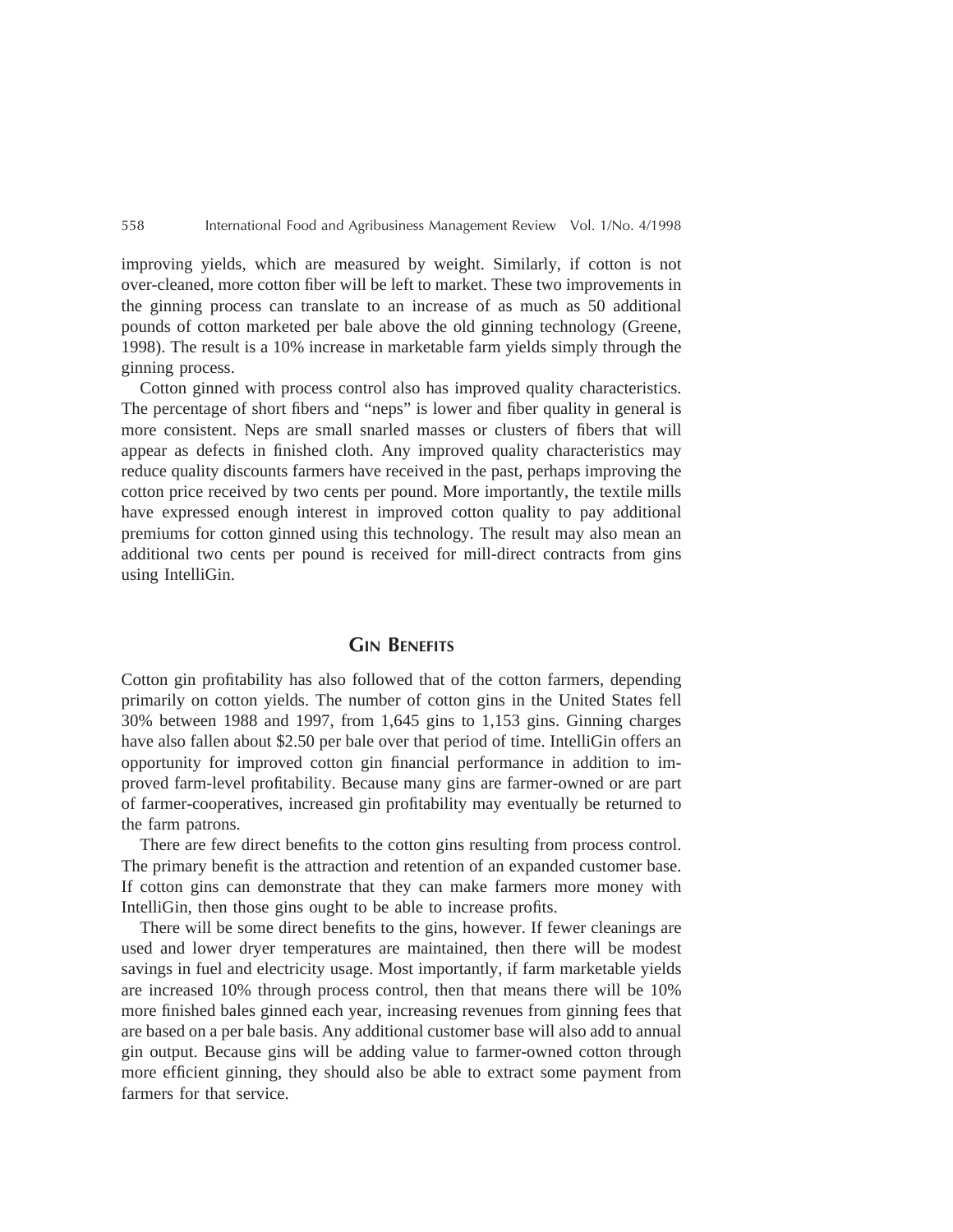improving yields, which are measured by weight. Similarly, if cotton is not over-cleaned, more cotton fiber will be left to market. These two improvements in the ginning process can translate to an increase of as much as 50 additional pounds of cotton marketed per bale above the old ginning technology (Greene, 1998). The result is a 10% increase in marketable farm yields simply through the ginning process.

Cotton ginned with process control also has improved quality characteristics. The percentage of short fibers and "neps" is lower and fiber quality in general is more consistent. Neps are small snarled masses or clusters of fibers that will appear as defects in finished cloth. Any improved quality characteristics may reduce quality discounts farmers have received in the past, perhaps improving the cotton price received by two cents per pound. More importantly, the textile mills have expressed enough interest in improved cotton quality to pay additional premiums for cotton ginned using this technology. The result may also mean an additional two cents per pound is received for mill-direct contracts from gins using IntelliGin.

## Gin Benefits

Cotton gin profitability has also followed that of the cotton farmers, depending primarily on cotton yields. The number of cotton gins in the United States fell 30% between 1988 and 1997, from 1,645 gins to 1,153 gins. Ginning charges have also fallen about $2.50 per bale over that period of time. IntelliGin offers an opportunity for improved cotton gin financial performance in addition to improved farm-level profitability. Because many gins are farmer-owned or are part of farmer-cooperatives, increased gin profitability may eventually be returned to the farm patrons.

There are few direct benefits to the cotton gins resulting from process control. The primary benefit is the attraction and retention of an expanded customer base. If cotton gins can demonstrate that they can make farmers more money with IntelliGin, then those gins ought to be able to increase profits.

There will be some direct benefits to the gins, however. If fewer cleanings are used and lower dryer temperatures are maintained, then there will be modest savings in fuel and electricity usage. Most importantly, if farm marketable yields are increased 10% through process control, then that means there will be 10% more finished bales ginned each year, increasing revenues from ginning fees that are based on a per bale basis. Any additional customer base will also add to annual gin output. Because gins will be adding value to farmer-owned cotton through more efficient ginning, they should also be able to extract some payment from farmers for that service.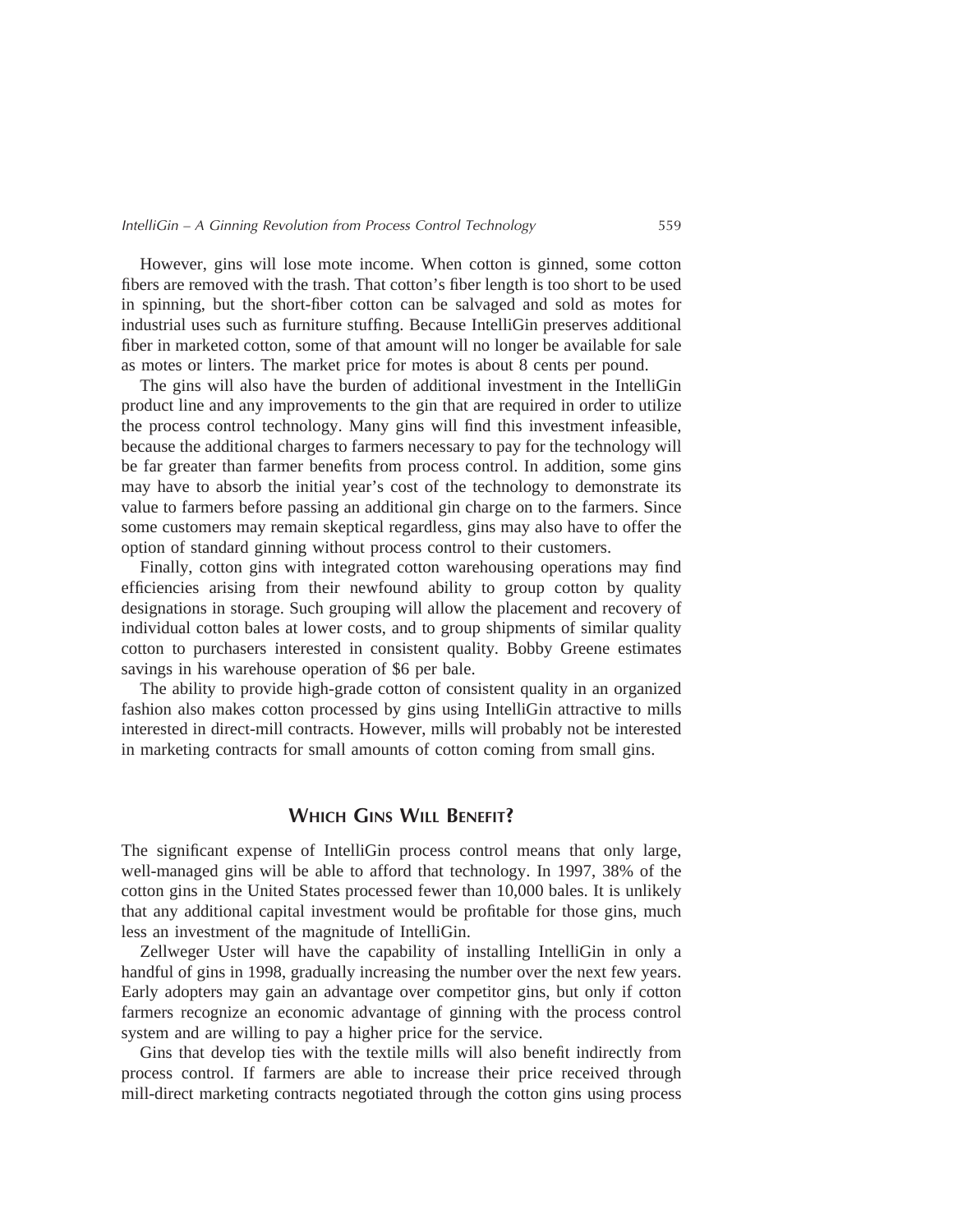However, gins will lose mote income. When cotton is ginned, some cotton fibers are removed with the trash. That cotton's fiber length is too short to be used in spinning, but the short-fiber cotton can be salvaged and sold as motes for industrial uses such as furniture stuffing. Because IntelliGin preserves additional fiber in marketed cotton, some of that amount will no longer be available for sale as motes or linters. The market price for motes is about 8 cents per pound.

The gins will also have the burden of additional investment in the IntelliGin product line and any improvements to the gin that are required in order to utilize the process control technology. Many gins will find this investment infeasible, because the additional charges to farmers necessary to pay for the technology will be far greater than farmer benefits from process control. In addition, some gins may have to absorb the initial year's cost of the technology to demonstrate its value to farmers before passing an additional gin charge on to the farmers. Since some customers may remain skeptical regardless, gins may also have to offer the option of standard ginning without process control to their customers.

Finally, cotton gins with integrated cotton warehousing operations may find efficiencies arising from their newfound ability to group cotton by quality designations in storage. Such grouping will allow the placement and recovery of individual cotton bales at lower costs, and to group shipments of similar quality cotton to purchasers interested in consistent quality. Bobby Greene estimates savings in his warehouse operation of $6 per bale.

The ability to provide high-grade cotton of consistent quality in an organized fashion also makes cotton processed by gins using IntelliGin attractive to mills interested in direct-mill contracts. However, mills will probably not be interested in marketing contracts for small amounts of cotton coming from small gins.

## Which Gins Will Benefit?

The significant expense of IntelliGin process control means that only large, well-managed gins will be able to afford that technology. In 1997, 38% of the cotton gins in the United States processed fewer than 10,000 bales. It is unlikely that any additional capital investment would be profitable for those gins, much less an investment of the magnitude of IntelliGin.

Zellweger Uster will have the capability of installing IntelliGin in only a handful of gins in 1998, gradually increasing the number over the next few years. Early adopters may gain an advantage over competitor gins, but only if cotton farmers recognize an economic advantage of ginning with the process control system and are willing to pay a higher price for the service.

Gins that develop ties with the textile mills will also benefit indirectly from process control. If farmers are able to increase their price received through mill-direct marketing contracts negotiated through the cotton gins using process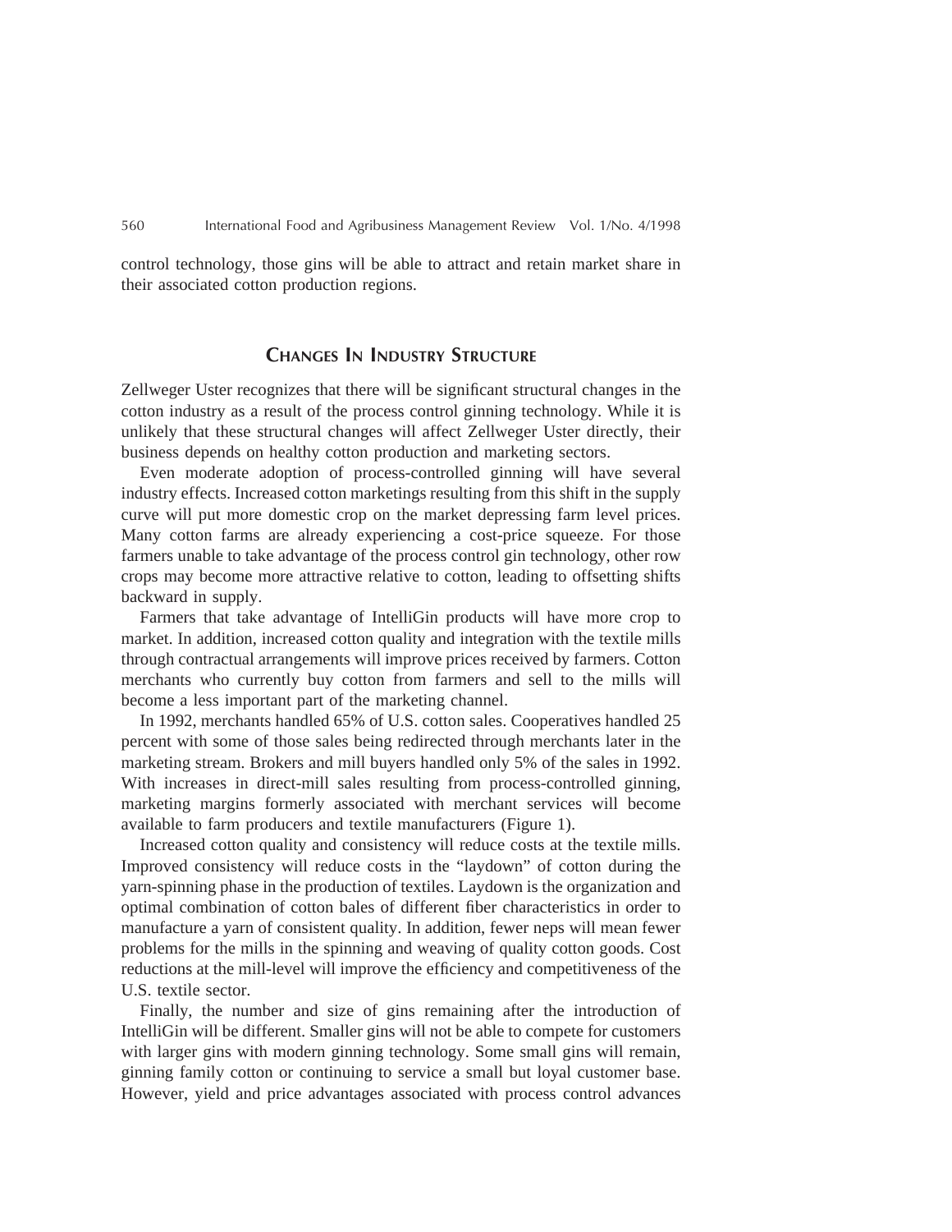control technology, those gins will be able to attract and retain market share in their associated cotton production regions.

## Changes In Industry Structure

Zellweger Uster recognizes that there will be significant structural changes in the cotton industry as a result of the process control ginning technology. While it is unlikely that these structural changes will affect Zellweger Uster directly, their business depends on healthy cotton production and marketing sectors.

Even moderate adoption of process-controlled ginning will have several industry effects. Increased cotton marketings resulting from this shift in the supply curve will put more domestic crop on the market depressing farm level prices. Many cotton farms are already experiencing a cost-price squeeze. For those farmers unable to take advantage of the process control gin technology, other row crops may become more attractive relative to cotton, leading to offsetting shifts backward in supply.

Farmers that take advantage of IntelliGin products will have more crop to market. In addition, increased cotton quality and integration with the textile mills through contractual arrangements will improve prices received by farmers. Cotton merchants who currently buy cotton from farmers and sell to the mills will become a less important part of the marketing channel.

In 1992, merchants handled 65% of U.S. cotton sales. Cooperatives handled 25 percent with some of those sales being redirected through merchants later in the marketing stream. Brokers and mill buyers handled only 5% of the sales in 1992. With increases in direct-mill sales resulting from process-controlled ginning, marketing margins formerly associated with merchant services will become available to farm producers and textile manufacturers (Figure 1).

Increased cotton quality and consistency will reduce costs at the textile mills. Improved consistency will reduce costs in the "laydown" of cotton during the yarn-spinning phase in the production of textiles. Laydown is the organization and optimal combination of cotton bales of different fiber characteristics in order to manufacture a yarn of consistent quality. In addition, fewer neps will mean fewer problems for the mills in the spinning and weaving of quality cotton goods. Cost reductions at the mill-level will improve the efficiency and competitiveness of the U.S. textile sector.

Finally, the number and size of gins remaining after the introduction of IntelliGin will be different. Smaller gins will not be able to compete for customers with larger gins with modern ginning technology. Some small gins will remain, ginning family cotton or continuing to service a small but loyal customer base. However, yield and price advantages associated with process control advances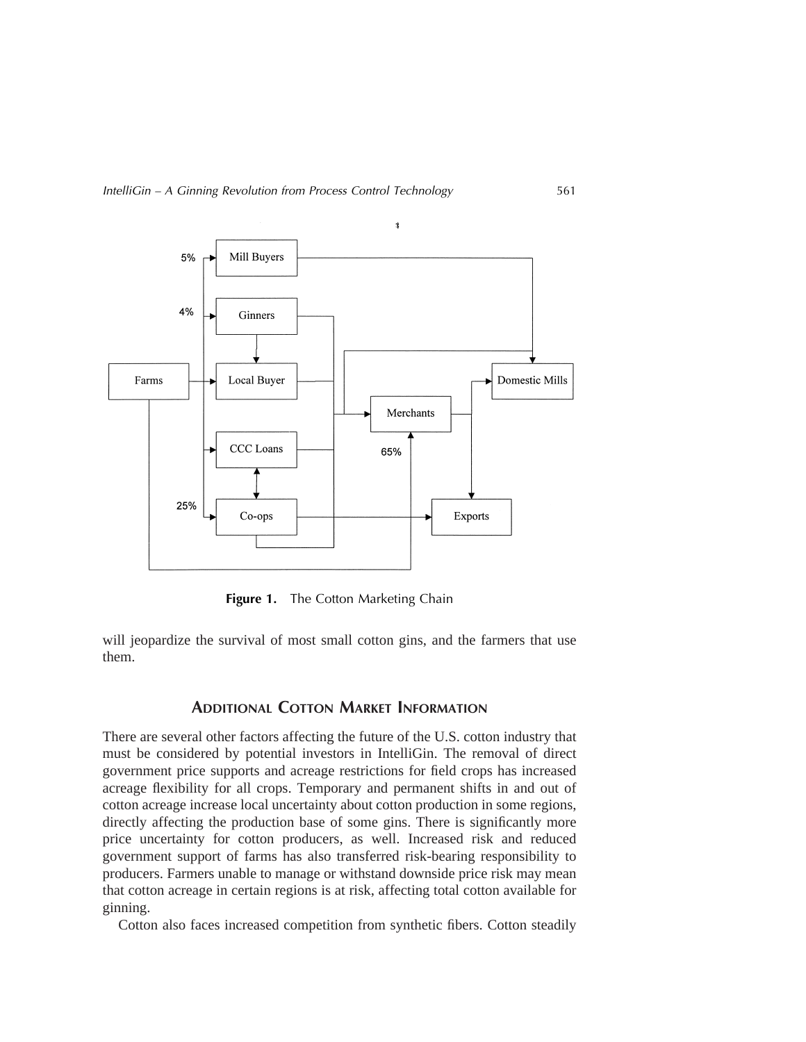Figure 1. The Cotton Marketing Chain

will jeopardize the survival of most small cotton gins, and the farmers that use them.

## Additional Cotton Market Information

There are several other factors affecting the future of the U.S. cotton industry that must be considered by potential investors in IntelliGin. The removal of direct government price supports and acreage restrictions for field crops has increased acreage flexibility for all crops. Temporary and permanent shifts in and out of cotton acreage increase local uncertainty about cotton production in some regions, directly affecting the production base of some gins. There is significantly more price uncertainty for cotton producers, as well. Increased risk and reduced government support of farms has also transferred risk-bearing responsibility to producers. Farmers unable to manage or withstand downside price risk may mean that cotton acreage in certain regions is at risk, affecting total cotton available for ginning.

Cotton also faces increased competition from synthetic fibers. Cotton steadily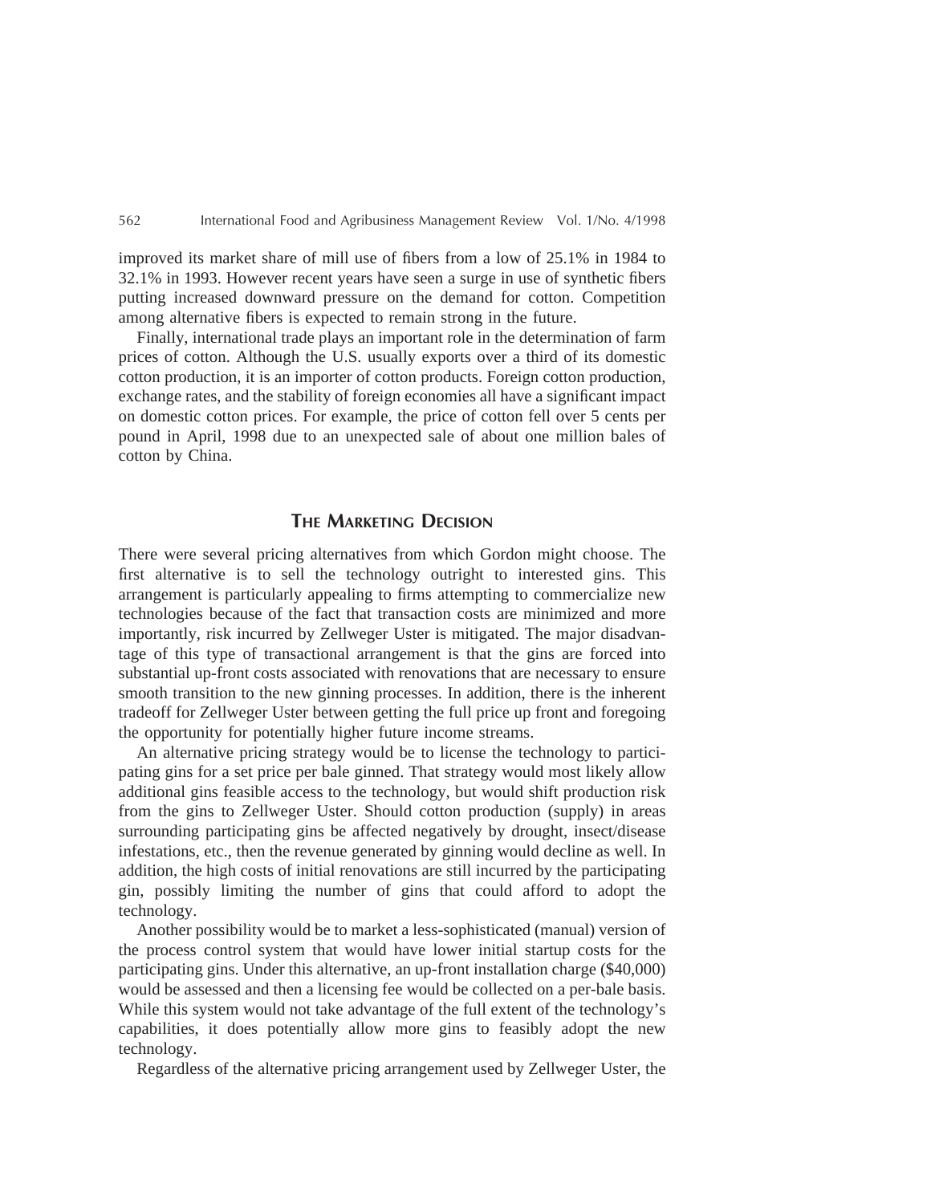improved its market share of mill use of fibers from a low of 25.1% in 1984 to 32.1% in 1993. However recent years have seen a surge in use of synthetic fibers putting increased downward pressure on the demand for cotton. Competition among alternative fibers is expected to remain strong in the future.

Finally, international trade plays an important role in the determination of farm prices of cotton. Although the U.S. usually exports over a third of its domestic cotton production, it is an importer of cotton products. Foreign cotton production, exchange rates, and the stability of foreign economies all have a significant impact on domestic cotton prices. For example, the price of cotton fell over 5 cents per pound in April, 1998 due to an unexpected sale of about one million bales of cotton by China.

## The Marketing Decision

There were several pricing alternatives from which Gordon might choose. The first alternative is to sell the technology outright to interested gins. This arrangement is particularly appealing to firms attempting to commercialize new technologies because of the fact that transaction costs are minimized and more importantly, risk incurred by Zellweger Uster is mitigated. The major disadvantage of this type of transactional arrangement is that the gins are forced into substantial up-front costs associated with renovations that are necessary to ensure smooth transition to the new ginning processes. In addition, there is the inherent tradeoff for Zellweger Uster between getting the full price up front and foregoing the opportunity for potentially higher future income streams.

An alternative pricing strategy would be to license the technology to participating gins for a set price per bale ginned. That strategy would most likely allow additional gins feasible access to the technology, but would shift production risk from the gins to Zellweger Uster. Should cotton production (supply) in areas surrounding participating gins be affected negatively by drought, insect/disease infestations, etc., then the revenue generated by ginning would decline as well. In addition, the high costs of initial renovations are still incurred by the participating gin, possibly limiting the number of gins that could afford to adopt the technology.

Another possibility would be to market a less-sophisticated (manual) version of the process control system that would have lower initial startup costs for the participating gins. Under this alternative, an up-front installation charge ($40,000) would be assessed and then a licensing fee would be collected on a per-bale basis. While this system would not take advantage of the full extent of the technology's capabilities, it does potentially allow more gins to feasibly adopt the new technology.

Regardless of the alternative pricing arrangement used by Zellweger Uster, the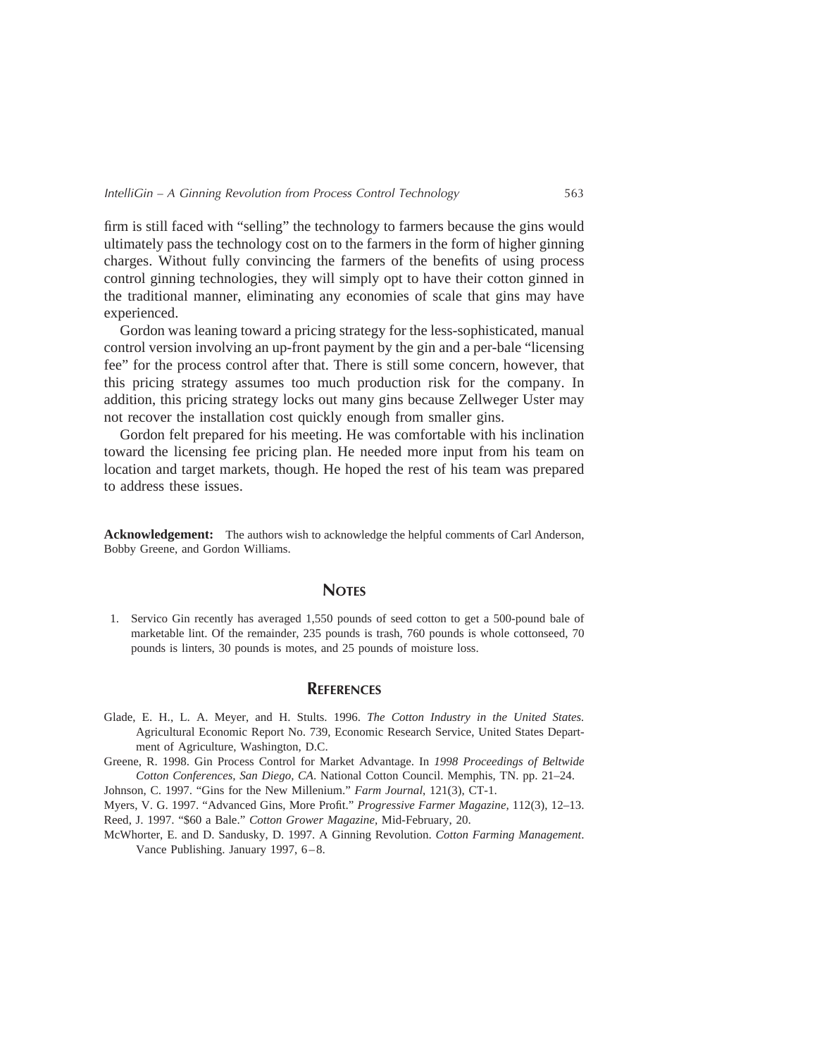firm is still faced with "selling" the technology to farmers because the gins would ultimately pass the technology cost on to the farmers in the form of higher ginning charges. Without fully convincing the farmers of the benefits of using process control ginning technologies, they will simply opt to have their cotton ginned in the traditional manner, eliminating any economies of scale that gins may have experienced.

Gordon was leaning toward a pricing strategy for the less-sophisticated, manual control version involving an up-front payment by the gin and a per-bale "licensing fee" for the process control after that. There is still some concern, however, that this pricing strategy assumes too much production risk for the company. In addition, this pricing strategy locks out many gins because Zellweger Uster may not recover the installation cost quickly enough from smaller gins.

Gordon felt prepared for his meeting. He was comfortable with his inclination toward the licensing fee pricing plan. He needed more input from his team on location and target markets, though. He hoped the rest of his team was prepared to address these issues.

**Acknowledgement:** The authors wish to acknowledge the helpful comments of Carl Anderson, Bobby Greene, and Gordon Williams.

## Notes

1. Servico Gin recently has averaged 1,550 pounds of seed cotton to get a 500-pound bale of marketable lint. Of the remainder, 235 pounds is trash, 760 pounds is whole cottonseed, 70 pounds is linters, 30 pounds is motes, and 25 pounds of moisture loss.

## References

Glade, E. H., L. A. Meyer, and H. Stults. 1996. *The Cotton Industry in the United States*. Agricultural Economic Report No. 739, Economic Research Service, United States Department of Agriculture, Washington, D.C.

Greene, R. 1998. Gin Process Control for Market Advantage. In *1998 Proceedings of Beltwide Cotton Conferences, San Diego, CA*. National Cotton Council. Memphis, TN. pp. 21–24.

Johnson, C. 1997. "Gins for the New Millenium." *Farm Journal*, 121(3), CT-1.

Myers, V. G. 1997. "Advanced Gins, More Profit." *Progressive Farmer Magazine*, 112(3), 12–13.

Reed, J. 1997. "$60 a Bale." *Cotton Grower Magazine*, Mid-February, 20.

McWhorter, E. and D. Sandusky, D. 1997. A Ginning Revolution. *Cotton Farming Management*. Vance Publishing. January 1997, 6–8.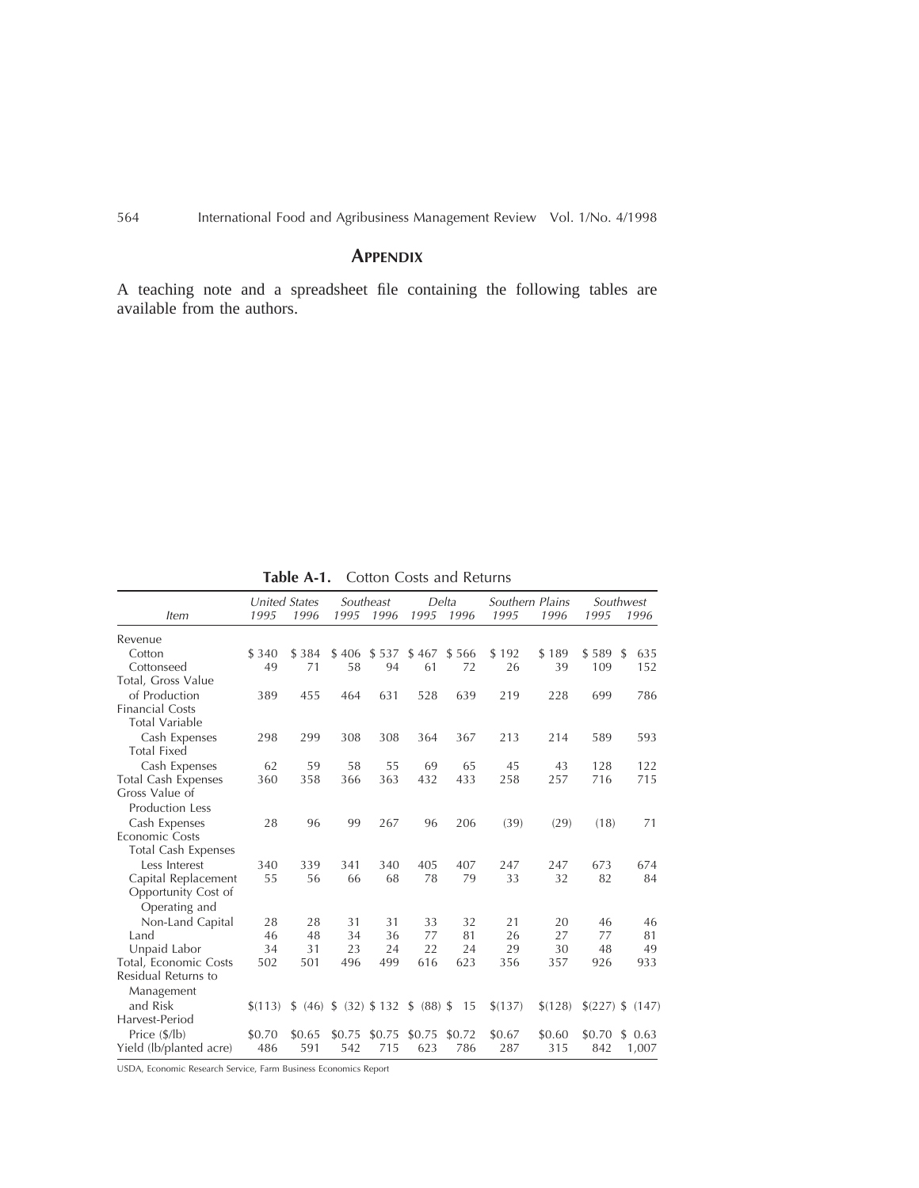## Appendix

A teaching note and a spreadsheet file containing the following tables are available from the authors.

**Table A-1.** Cotton Costs and Returns

| Item | United States 1995 | United States 1996 | Southeast 1995 | Southeast 1996 | Delta 1995 | Delta 1996 | Southern Plains 1995 | Southern Plains 1996 | Southwest 1995 | Southwest 1996 |
|---|---|---|---|---|---|---|---|---|---|---|
| Revenue | | | | | | | | | | |
| Cotton | $ 340 | $ 384 | $ 406 | $ 537 | $ 467 | $ 566 | $ 192 | $ 189 | $ 589 | $ 635 |
| Cottonseed | 49 | 71 | 58 | 94 | 61 | 72 | 26 | 39 | 109 | 152 |
| Total, Gross Value of Production | 389 | 455 | 464 | 631 | 528 | 639 | 219 | 228 | 699 | 786 |
| Financial Costs | | | | | | | | | | |
| Total Variable Cash Expenses | 298 | 299 | 308 | 308 | 364 | 367 | 213 | 214 | 589 | 593 |
| Total Fixed Cash Expenses | 62 | 59 | 58 | 55 | 69 | 65 | 45 | 43 | 128 | 122 |
| Total Cash Expenses | 360 | 358 | 366 | 363 | 432 | 433 | 258 | 257 | 716 | 715 |
| Gross Value of Production Less Cash Expenses | 28 | 96 | 99 | 267 | 96 | 206 | (39) | (29) | (18) | 71 |
| Economic Costs | | | | | | | | | | |
| Total Cash Expenses Less Interest | 340 | 339 | 341 | 340 | 405 | 407 | 247 | 247 | 673 | 674 |
| Capital Replacement | 55 | 56 | 66 | 68 | 78 | 79 | 33 | 32 | 82 | 84 |
| Opportunity Cost of Operating and Non-Land Capital | 28 | 28 | 31 | 31 | 33 | 32 | 21 | 20 | 46 | 46 |
| Land | 46 | 48 | 34 | 36 | 77 | 81 | 26 | 27 | 77 | 81 |
| Unpaid Labor | 34 | 31 | 23 | 24 | 22 | 24 | 29 | 30 | 48 | 49 |
| Total, Economic Costs | 502 | 501 | 496 | 499 | 616 | 623 | 356 | 357 | 926 | 933 |
| Residual Returns to Management and Risk | $(113) | $ (46) | $ (32) | $ 132 | $ (88) | $ 15 | $(137) | $(128) | $(227) | $ (147) |
| Harvest-Period Price ($/lb) | $0.70 | $0.65 | $0.75 | $0.75 | $0.75 | $0.72 | $0.67 | $0.60 | $0.70 | $ 0.63 |
| Yield (lb/planted acre) | 486 | 591 | 542 | 715 | 623 | 786 | 287 | 315 | 842 | 1,007 |

USDA, Economic Research Service, Farm Business Economics Report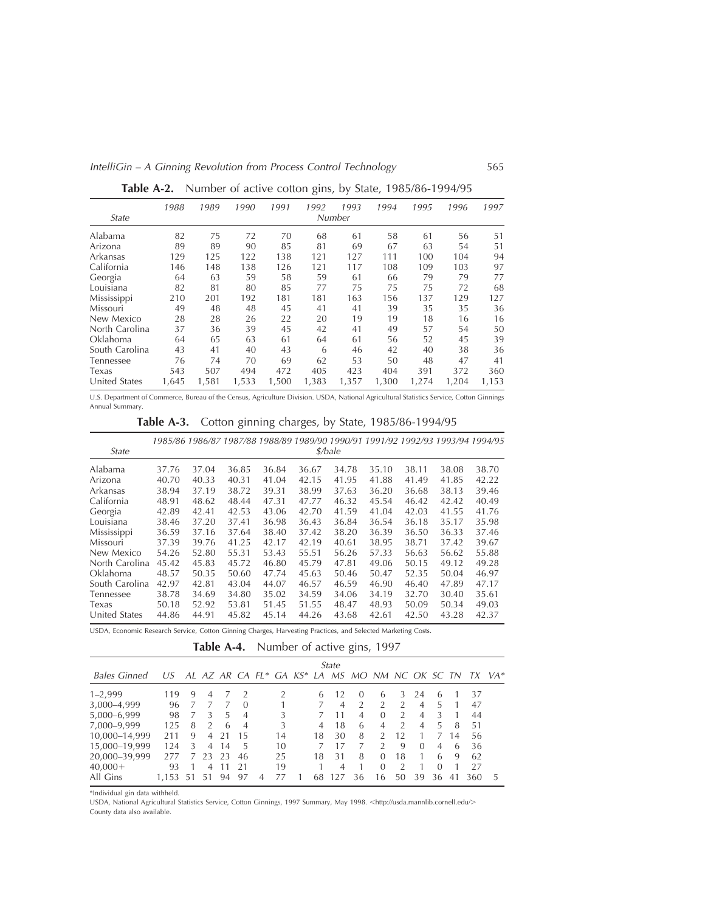**Table A-2.** Number of active cotton gins, by State, 1985/86-1994/95

| State | 1988 | 1989 | 1990 | 1991 | 1992 | 1993 | 1994 | 1995 | 1996 | 1997 |
|---|---|---|---|---|---|---|---|---|---|---|
| | *Number* | | | | | | | | | |
| Alabama | 82 | 75 | 72 | 70 | 68 | 61 | 58 | 61 | 56 | 51 |
| Arizona | 89 | 89 | 90 | 85 | 81 | 69 | 67 | 63 | 54 | 51 |
| Arkansas | 129 | 125 | 122 | 138 | 121 | 127 | 111 | 100 | 104 | 94 |
| California | 146 | 148 | 138 | 126 | 121 | 117 | 108 | 109 | 103 | 97 |
| Georgia | 64 | 63 | 59 | 58 | 59 | 61 | 66 | 79 | 79 | 77 |
| Louisiana | 82 | 81 | 80 | 85 | 77 | 75 | 75 | 75 | 72 | 68 |
| Mississippi | 210 | 201 | 192 | 181 | 181 | 163 | 156 | 137 | 129 | 127 |
| Missouri | 49 | 48 | 48 | 45 | 41 | 41 | 39 | 35 | 35 | 36 |
| New Mexico | 28 | 28 | 26 | 22 | 20 | 19 | 19 | 18 | 16 | 16 |
| North Carolina | 37 | 36 | 39 | 45 | 42 | 41 | 49 | 57 | 54 | 50 |
| Oklahoma | 64 | 65 | 63 | 61 | 64 | 61 | 56 | 52 | 45 | 39 |
| South Carolina | 43 | 41 | 40 | 43 | 6 | 46 | 42 | 40 | 38 | 36 |
| Tennessee | 76 | 74 | 70 | 69 | 62 | 53 | 50 | 48 | 47 | 41 |
| Texas | 543 | 507 | 494 | 472 | 405 | 423 | 404 | 391 | 372 | 360 |
| United States | 1,645 | 1,581 | 1,533 | 1,500 | 1,383 | 1,357 | 1,300 | 1,274 | 1,204 | 1,153 |

U.S. Department of Commerce, Bureau of the Census, Agriculture Division. USDA, National Agricultural Statistics Service, Cotton Ginnings Annual Summary.

**Table A-3.** Cotton ginning charges, by State, 1985/86-1994/95

| State | 1985/86 | 1986/87 | 1987/88 | 1988/89 | 1989/90 | 1990/91 | 1991/92 | 1992/93 | 1993/94 | 1994/95 |
|---|---|---|---|---|---|---|---|---|---|---|
| | *$/bale* | | | | | | | | | |
| Alabama | 37.76 | 37.04 | 36.85 | 36.84 | 36.67 | 34.78 | 35.10 | 38.11 | 38.08 | 38.70 |
| Arizona | 40.70 | 40.33 | 40.31 | 41.04 | 42.15 | 41.95 | 41.88 | 41.49 | 41.85 | 42.22 |
| Arkansas | 38.94 | 37.19 | 38.72 | 39.31 | 38.99 | 37.63 | 36.20 | 36.68 | 38.13 | 39.46 |
| California | 48.91 | 48.62 | 48.44 | 47.31 | 47.77 | 46.32 | 45.54 | 46.42 | 42.42 | 40.49 |
| Georgia | 42.89 | 42.41 | 42.53 | 43.06 | 42.70 | 41.59 | 41.04 | 42.03 | 41.55 | 41.76 |
| Louisiana | 38.46 | 37.20 | 37.41 | 36.98 | 36.43 | 36.84 | 36.54 | 36.18 | 35.17 | 35.98 |
| Mississippi | 36.59 | 37.16 | 37.64 | 38.40 | 37.42 | 38.20 | 36.39 | 36.50 | 36.33 | 37.46 |
| Missouri | 37.39 | 39.76 | 41.25 | 42.17 | 42.19 | 40.61 | 38.95 | 38.71 | 37.42 | 39.67 |
| New Mexico | 54.26 | 52.80 | 55.31 | 53.43 | 55.51 | 56.26 | 57.33 | 56.63 | 56.62 | 55.88 |
| North Carolina | 45.42 | 45.83 | 45.72 | 46.80 | 45.79 | 47.81 | 49.06 | 50.15 | 49.12 | 49.28 |
| Oklahoma | 48.57 | 50.35 | 50.60 | 47.74 | 45.63 | 50.46 | 50.47 | 52.35 | 50.04 | 46.97 |
| South Carolina | 42.97 | 42.81 | 43.04 | 44.07 | 46.57 | 46.59 | 46.90 | 46.40 | 47.89 | 47.17 |
| Tennessee | 38.78 | 34.69 | 34.80 | 35.02 | 34.59 | 34.06 | 34.19 | 32.70 | 30.40 | 35.61 |
| Texas | 50.18 | 52.92 | 53.81 | 51.45 | 51.55 | 48.47 | 48.93 | 50.09 | 50.34 | 49.03 |
| United States | 44.86 | 44.91 | 45.82 | 45.14 | 44.26 | 43.68 | 42.61 | 42.50 | 43.28 | 42.37 |

USDA, Economic Research Service, Cotton Ginning Charges, Harvesting Practices, and Selected Marketing Costs.

**Table A-4.** Number of active gins, 1997

| | | *State* | | | | | | | | | | | | | | | | |
|---|---|---|---|---|---|---|---|---|---|---|---|---|---|---|---|---|---|---|
| *Bales Ginned* | *US* | *AL* | *AZ* | *AR* | *CA* | *FL** | *GA* | *KS** | *LA* | *MS* | *MO* | *NM* | *NC* | *OK* | *SC* | *TN* | *TX* | *VA** |
| 1–2,999 | 119 | 9 | 4 | 7 | 2 | | 2 | | 6 | 12 | 0 | 6 | 3 | 24 | 6 | 1 | 37 | |
| 3,000–4,999 | 96 | 7 | 7 | 7 | 0 | | 1 | | 7 | 4 | 2 | 2 | 2 | 4 | 5 | 1 | 47 | |
| 5,000–6,999 | 98 | 7 | 3 | 5 | 4 | | 3 | | 7 | 11 | 4 | 0 | 2 | 4 | 3 | 1 | 44 | |
| 7,000–9,999 | 125 | 8 | 2 | 6 | 4 | | 3 | | 4 | 18 | 6 | 4 | 2 | 4 | 5 | 8 | 51 | |
| 10,000–14,999 | 211 | 9 | 4 | 21 | 15 | | 14 | | 18 | 30 | 8 | 2 | 12 | 1 | 7 | 14 | 56 | |
| 15,000–19,999 | 124 | 3 | 4 | 14 | 5 | | 10 | | 7 | 17 | 7 | 2 | 9 | 0 | 4 | 6 | 36 | |
| 20,000–39,999 | 277 | 7 | 23 | 23 | 46 | | 25 | | 18 | 31 | 8 | 0 | 18 | 1 | 6 | 9 | 62 | |
| 40,000+ | 93 | 1 | 4 | 11 | 21 | | 19 | | 1 | 4 | 1 | 0 | 2 | 1 | 0 | 1 | 27 | |
| All Gins | 1,153 | 51 | 51 | 94 | 97 | 4 | 77 | 1 | 68 | 127 | 36 | 16 | 50 | 39 | 36 | 41 | 360 | 5 |

*Individual gin data withheld.

USDA, National Agricultural Statistics Service, Cotton Ginnings, 1997 Summary, May 1998. <http://usda.mannlib.cornell.edu/>
County data also available.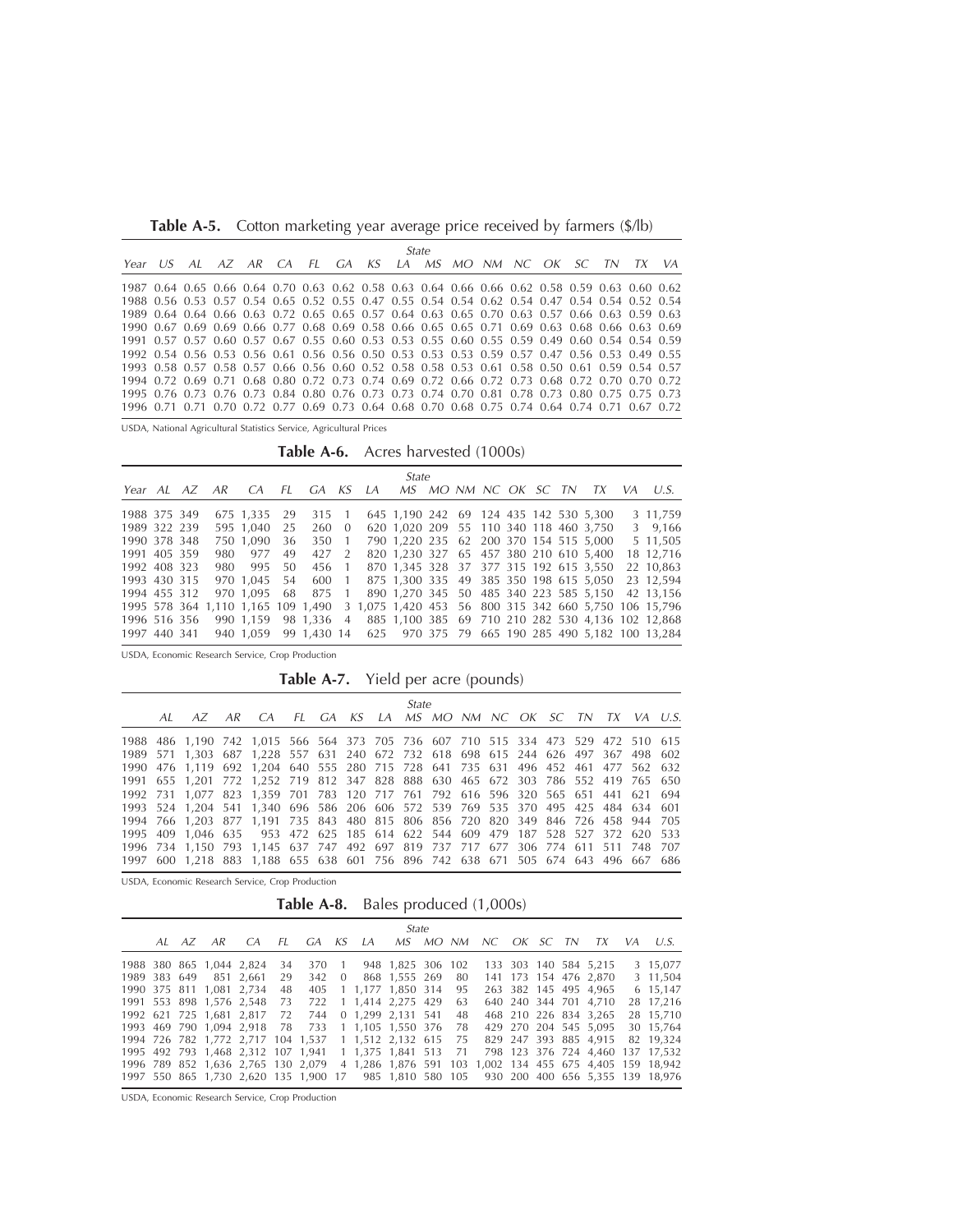**Table A-5.** Cotton marketing year average price received by farmers ($/lb)

| | | State | | | | | | | | | | | | | | | | |
|---|---|---|---|---|---|---|---|---|---|---|---|---|---|---|---|---|---|---|
| *Year* | *US* | *AL* | *AZ* | *AR* | *CA* | *FL* | *GA* | *KS* | *LA* | *MS* | *MO* | *NM* | *NC* | *OK* | *SC* | *TN* | *TX* | *VA* |
| 1987 | 0.64 | 0.65 | 0.66 | 0.64 | 0.70 | 0.63 | 0.62 | 0.58 | 0.63 | 0.64 | 0.66 | 0.66 | 0.62 | 0.58 | 0.59 | 0.63 | 0.60 | 0.62 |
| 1988 | 0.56 | 0.53 | 0.57 | 0.54 | 0.65 | 0.52 | 0.55 | 0.47 | 0.55 | 0.54 | 0.54 | 0.62 | 0.54 | 0.47 | 0.54 | 0.54 | 0.52 | 0.54 |
| 1989 | 0.64 | 0.64 | 0.66 | 0.63 | 0.72 | 0.65 | 0.65 | 0.57 | 0.64 | 0.63 | 0.65 | 0.70 | 0.63 | 0.57 | 0.66 | 0.63 | 0.59 | 0.63 |
| 1990 | 0.67 | 0.69 | 0.69 | 0.66 | 0.77 | 0.68 | 0.69 | 0.58 | 0.66 | 0.65 | 0.65 | 0.71 | 0.69 | 0.63 | 0.68 | 0.66 | 0.63 | 0.69 |
| 1991 | 0.57 | 0.57 | 0.60 | 0.57 | 0.67 | 0.55 | 0.60 | 0.53 | 0.53 | 0.55 | 0.60 | 0.55 | 0.59 | 0.49 | 0.60 | 0.54 | 0.54 | 0.59 |
| 1992 | 0.54 | 0.56 | 0.53 | 0.56 | 0.61 | 0.56 | 0.56 | 0.50 | 0.53 | 0.53 | 0.53 | 0.59 | 0.57 | 0.47 | 0.56 | 0.53 | 0.49 | 0.55 |
| 1993 | 0.58 | 0.57 | 0.58 | 0.57 | 0.66 | 0.56 | 0.60 | 0.52 | 0.58 | 0.58 | 0.53 | 0.61 | 0.58 | 0.50 | 0.61 | 0.59 | 0.54 | 0.57 |
| 1994 | 0.72 | 0.69 | 0.71 | 0.68 | 0.80 | 0.72 | 0.73 | 0.74 | 0.69 | 0.72 | 0.66 | 0.72 | 0.73 | 0.68 | 0.72 | 0.70 | 0.70 | 0.72 |
| 1995 | 0.76 | 0.73 | 0.76 | 0.73 | 0.84 | 0.80 | 0.76 | 0.73 | 0.73 | 0.74 | 0.70 | 0.81 | 0.78 | 0.73 | 0.80 | 0.75 | 0.75 | 0.73 |
| 1996 | 0.71 | 0.71 | 0.70 | 0.72 | 0.77 | 0.69 | 0.73 | 0.64 | 0.68 | 0.70 | 0.68 | 0.75 | 0.74 | 0.64 | 0.74 | 0.71 | 0.67 | 0.72 |

USDA, National Agricultural Statistics Service, Agricultural Prices

**Table A-6.** Acres harvested (1000s)

| | State | | | | | | | | | | | | | | | | | |
|---|---|---|---|---|---|---|---|---|---|---|---|---|---|---|---|---|---|---|
| *Year* | *AL* | *AZ* | *AR* | *CA* | *FL* | *GA* | *KS* | *LA* | *MS* | *MO* | *NM* | *NC* | *OK* | *SC* | *TN* | *TX* | *VA* | *U.S.* |
| 1988 | 375 | 349 | 675 | 1,335 | 29 | 315 | 1 | 645 | 1,190 | 242 | 69 | 124 | 435 | 142 | 530 | 5,300 | 3 | 11,759 |
| 1989 | 322 | 239 | 595 | 1,040 | 25 | 260 | 0 | 620 | 1,020 | 209 | 55 | 110 | 340 | 118 | 460 | 3,750 | 3 | 9,166 |
| 1990 | 378 | 348 | 750 | 1,090 | 36 | 350 | 1 | 790 | 1,220 | 235 | 62 | 200 | 370 | 154 | 515 | 5,000 | 5 | 11,505 |
| 1991 | 405 | 359 | 980 | 977 | 49 | 427 | 2 | 820 | 1,230 | 327 | 65 | 457 | 380 | 210 | 610 | 5,400 | 18 | 12,716 |
| 1992 | 408 | 323 | 980 | 995 | 50 | 456 | 1 | 870 | 1,345 | 328 | 37 | 377 | 315 | 192 | 615 | 3,550 | 22 | 10,863 |
| 1993 | 430 | 315 | 970 | 1,045 | 54 | 600 | 1 | 875 | 1,300 | 335 | 49 | 385 | 350 | 198 | 615 | 5,050 | 23 | 12,594 |
| 1994 | 455 | 312 | 970 | 1,095 | 68 | 875 | 1 | 890 | 1,270 | 345 | 50 | 485 | 340 | 223 | 585 | 5,150 | 42 | 13,156 |
| 1995 | 578 | 364 | 1,110 | 1,165 | 109 | 1,490 | 3 | 1,075 | 1,420 | 453 | 56 | 800 | 315 | 342 | 660 | 5,750 | 106 | 15,796 |
| 1996 | 516 | 356 | 990 | 1,159 | 98 | 1,336 | 4 | 885 | 1,100 | 385 | 69 | 710 | 210 | 282 | 530 | 4,136 | 102 | 12,868 |
| 1997 | 440 | 341 | 940 | 1,059 | 99 | 1,430 | 14 | 625 | 970 | 375 | 79 | 665 | 190 | 285 | 490 | 5,182 | 100 | 13,284 |

USDA, Economic Research Service, Crop Production

**Table A-7.** Yield per acre (pounds)

| | State | | | | | | | | | | | | | | | | | |
|---|---|---|---|---|---|---|---|---|---|---|---|---|---|---|---|---|---|---|
| | *AL* | *AZ* | *AR* | *CA* | *FL* | *GA* | *KS* | *LA* | *MS* | *MO* | *NM* | *NC* | *OK* | *SC* | *TN* | *TX* | *VA* | *U.S.* |
| 1988 | 486 | 1,190 | 742 | 1,015 | 566 | 564 | 373 | 705 | 736 | 607 | 710 | 515 | 334 | 473 | 529 | 472 | 510 | 615 |
| 1989 | 571 | 1,303 | 687 | 1,228 | 557 | 631 | 240 | 672 | 732 | 618 | 698 | 615 | 244 | 626 | 497 | 367 | 498 | 602 |
| 1990 | 476 | 1,119 | 692 | 1,204 | 640 | 555 | 280 | 715 | 728 | 641 | 735 | 631 | 496 | 452 | 461 | 477 | 562 | 632 |
| 1991 | 655 | 1,201 | 772 | 1,252 | 719 | 812 | 347 | 828 | 888 | 630 | 465 | 672 | 303 | 786 | 552 | 419 | 765 | 650 |
| 1992 | 731 | 1,077 | 823 | 1,359 | 701 | 783 | 120 | 717 | 761 | 792 | 616 | 596 | 320 | 565 | 651 | 441 | 621 | 694 |
| 1993 | 524 | 1,204 | 541 | 1,340 | 696 | 586 | 206 | 606 | 572 | 539 | 769 | 535 | 370 | 495 | 425 | 484 | 634 | 601 |
| 1994 | 766 | 1,203 | 877 | 1,191 | 735 | 843 | 480 | 815 | 806 | 856 | 720 | 820 | 349 | 846 | 726 | 458 | 944 | 705 |
| 1995 | 409 | 1,046 | 635 | 953 | 472 | 625 | 185 | 614 | 622 | 544 | 609 | 479 | 187 | 528 | 527 | 372 | 620 | 533 |
| 1996 | 734 | 1,150 | 793 | 1,145 | 637 | 747 | 492 | 697 | 819 | 737 | 717 | 677 | 306 | 774 | 611 | 511 | 748 | 707 |
| 1997 | 600 | 1,218 | 883 | 1,188 | 655 | 638 | 601 | 756 | 896 | 742 | 638 | 671 | 505 | 674 | 643 | 496 | 667 | 686 |

USDA, Economic Research Service, Crop Production

**Table A-8.** Bales produced (1,000s)

| | State | | | | | | | | | | | | | | | | | |
|---|---|---|---|---|---|---|---|---|---|---|---|---|---|---|---|---|---|---|
| | *AL* | *AZ* | *AR* | *CA* | *FL* | *GA* | *KS* | *LA* | *MS* | *MO* | *NM* | *NC* | *OK* | *SC* | *TN* | *TX* | *VA* | *U.S.* |
| 1988 | 380 | 865 | 1,044 | 2,824 | 34 | 370 | 1 | 948 | 1,825 | 306 | 102 | 133 | 303 | 140 | 584 | 5,215 | 3 | 15,077 |
| 1989 | 383 | 649 | 851 | 2,661 | 29 | 342 | 0 | 868 | 1,555 | 269 | 80 | 141 | 173 | 154 | 476 | 2,870 | 3 | 11,504 |
| 1990 | 375 | 811 | 1,081 | 2,734 | 48 | 405 | 1 | 1,177 | 1,850 | 314 | 95 | 263 | 382 | 145 | 495 | 4,965 | 6 | 15,147 |
| 1991 | 553 | 898 | 1,576 | 2,548 | 73 | 722 | 1 | 1,414 | 2,275 | 429 | 63 | 640 | 240 | 344 | 701 | 4,710 | 28 | 17,216 |
| 1992 | 621 | 725 | 1,681 | 2,817 | 72 | 744 | 0 | 1,299 | 2,131 | 541 | 48 | 468 | 210 | 226 | 834 | 3,265 | 28 | 15,710 |
| 1993 | 469 | 790 | 1,094 | 2,918 | 78 | 733 | 1 | 1,105 | 1,550 | 376 | 78 | 429 | 270 | 204 | 545 | 5,095 | 30 | 15,764 |
| 1994 | 726 | 782 | 1,772 | 2,717 | 104 | 1,537 | 1 | 1,512 | 2,132 | 615 | 75 | 829 | 247 | 393 | 885 | 4,915 | 82 | 19,324 |
| 1995 | 492 | 793 | 1,468 | 2,312 | 107 | 1,941 | 1 | 1,375 | 1,841 | 513 | 71 | 798 | 123 | 376 | 724 | 4,460 | 137 | 17,532 |
| 1996 | 789 | 852 | 1,636 | 2,765 | 130 | 2,079 | 4 | 1,286 | 1,876 | 591 | 103 | 1,002 | 134 | 455 | 675 | 4,405 | 159 | 18,942 |
| 1997 | 550 | 865 | 1,730 | 2,620 | 135 | 1,900 | 17 | 985 | 1,810 | 580 | 105 | 930 | 200 | 400 | 656 | 5,355 | 139 | 18,976 |

USDA, Economic Research Service, Crop Production